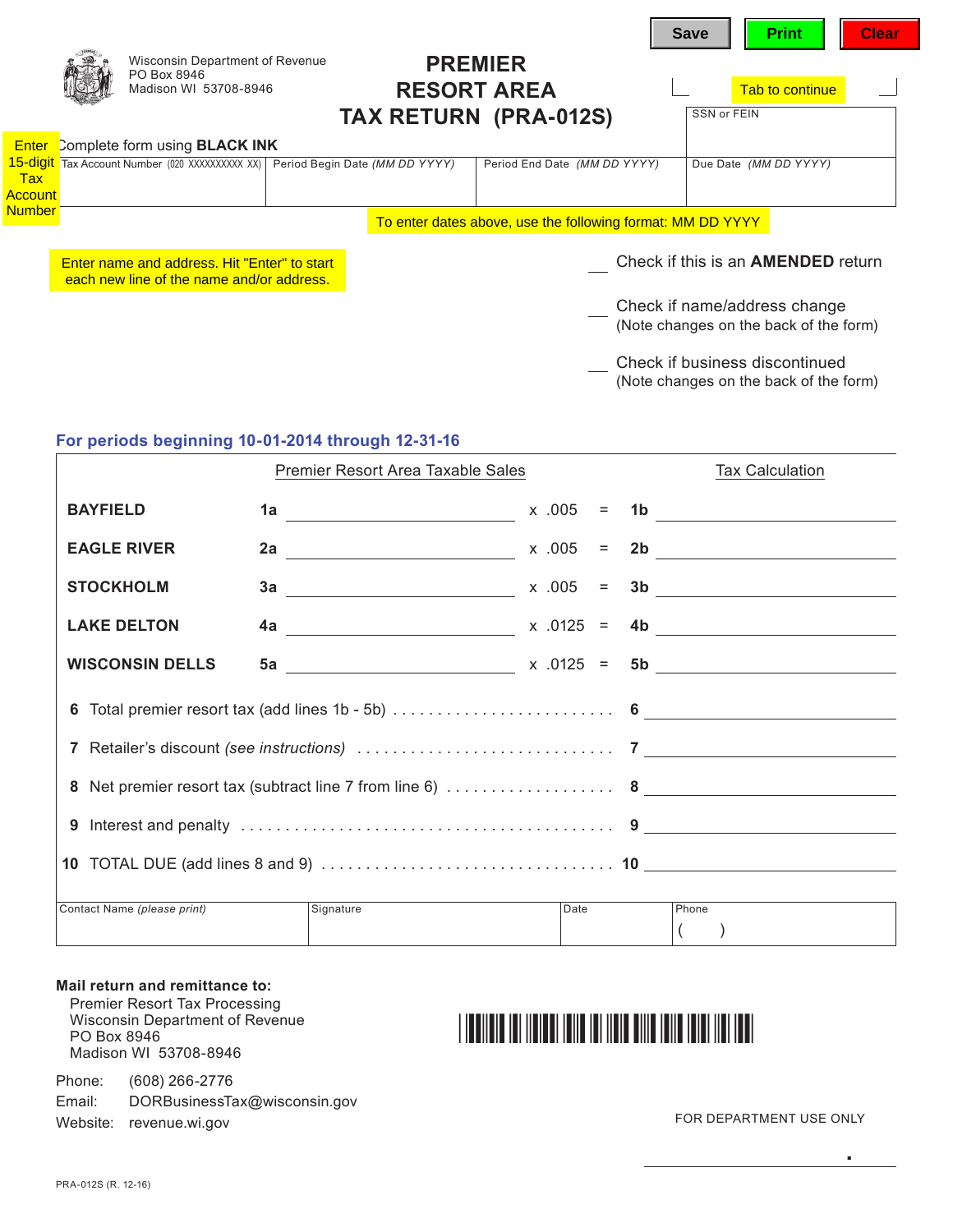Save Print Clear

Wisconsin Department of Revenue
PO Box 8946
Madison WI 53708-8946

# PREMIER RESORT AREA TAX RETURN (PRA-012S)

Tab to continue

Enter 15-digit Tax Account Number

Complete form using **BLACK INK**

| Tax Account Number (020 XXXXXXXXXX XX) | Period Begin Date *(MM DD YYYY)* | Period End Date *(MM DD YYYY)* | SSN or FEIN / Due Date *(MM DD YYYY)* |
|---|---|---|---|
| | | | |

To enter dates above, use the following format: MM DD YYYY

Enter name and address. Hit "Enter" to start each new line of the name and/or address.

___ Check if this is an **AMENDED** return

___ Check if name/address change
(Note changes on the back of the form)

___ Check if business discontinued
(Note changes on the back of the form)

**For periods beginning 10-01-2014 through 12-31-16**

| | | Premier Resort Area Taxable Sales | | | | Tax Calculation |
|---|---|---|---|---|---|---|
| **BAYFIELD** | **1a** | | x .005 | = | **1b** | |
| **EAGLE RIVER** | **2a** | | x .005 | = | **2b** | |
| **STOCKHOLM** | **3a** | | x .005 | = | **3b** | |
| **LAKE DELTON** | **4a** | | x .0125 | = | **4b** | |
| **WISCONSIN DELLS** | **5a** | | x .0125 | = | **5b** | |

**6** Total premier resort tax (add lines 1b - 5b) . . . . . . . . . . . . **6** ____________

**7** Retailer's discount *(see instructions)* . . . . . . . . . . . . **7** ____________

**8** Net premier resort tax (subtract line 7 from line 6) . . . . . . . . . . . . **8** ____________

**9** Interest and penalty . . . . . . . . . . . . **9** ____________

**10** TOTAL DUE (add lines 8 and 9) . . . . . . . . . . . . **10** ____________

| Contact Name *(please print)* | Signature | Date | Phone |
|---|---|---|---|
| | | | ( ) |

**Mail return and remittance to:**
Premier Resort Tax Processing
Wisconsin Department of Revenue
PO Box 8946
Madison WI 53708-8946

Phone: (608) 266-2776
Email: DORBusinessTax@wisconsin.gov
Website: revenue.wi.gov

FOR DEPARTMENT USE ONLY

PRA-012S (R. 12-16)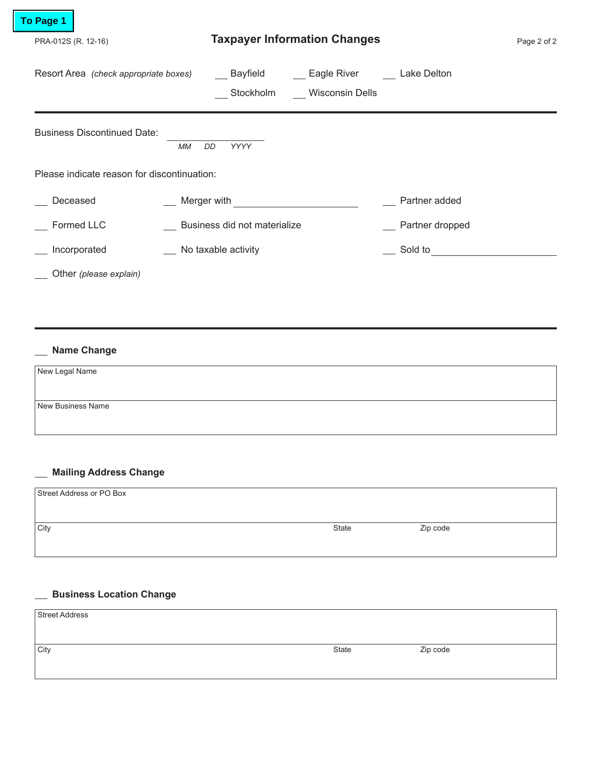[To Page 1]

PRA-012S (R. 12-16)

# Taxpayer Information Changes

Resort Area *(check appropriate boxes)*

___ Bayfield ___ Eagle River ___ Lake Delton

___ Stockholm ___ Wisconsin Dells

---

Business Discontinued Date: ______________
*MM DD YYYY*

Please indicate reason for discontinuation:

___ Deceased
___ Merger with ______________________
___ Partner added
___ Formed LLC
___ Business did not materialize
___ Partner dropped
___ Incorporated
___ No taxable activity
___ Sold to ______________________
___ Other *(please explain)*

---

___ **Name Change**

| New Legal Name |
|---|
| |

| New Business Name |
|---|
| |

___ **Mailing Address Change**

| Street Address or PO Box | | |
|---|---|---|
| | | |
| City | State | Zip code |
| | | |

___ **Business Location Change**

| Street Address | | |
|---|---|---|
| | | |
| City | State | Zip code |
| | | |